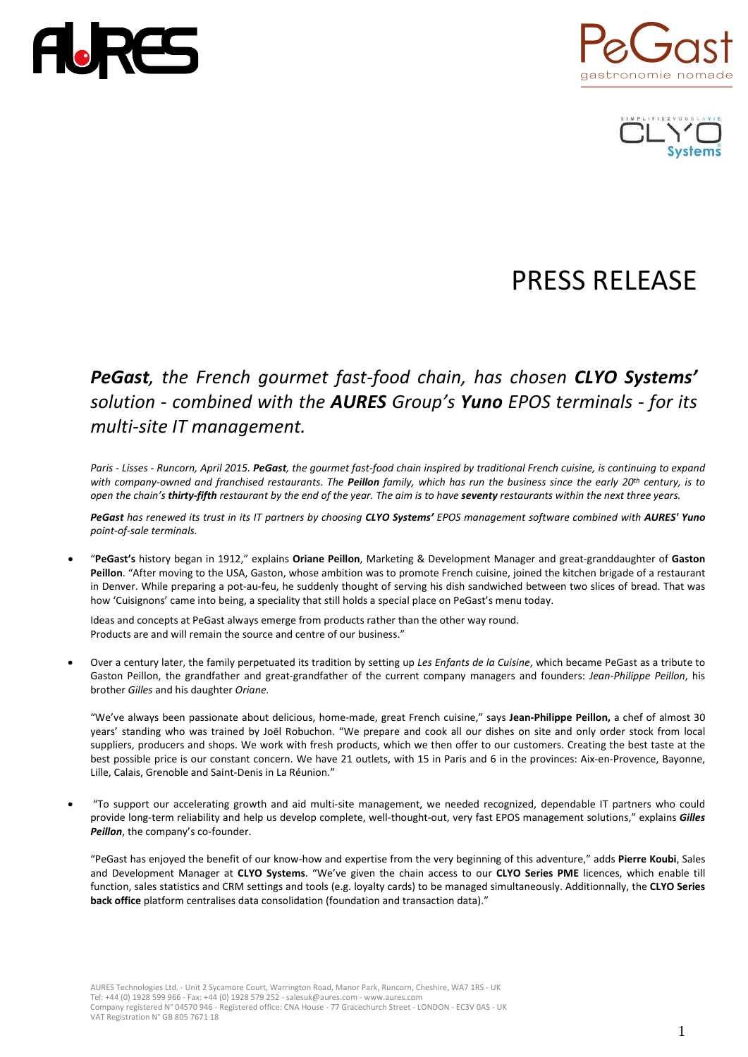# PRESS RELEASE

## *PeGast, the French gourmet fast-food chain, has chosen **CLYO Systems'** solution - combined with the **AURES** Group's **Yuno** EPOS terminals - for its multi-site IT management.*

*Paris - Lisses - Runcorn, April 2015. **PeGast**, the gourmet fast-food chain inspired by traditional French cuisine, is continuing to expand with company-owned and franchised restaurants. The **Peillon** family, which has run the business since the early 20th century, is to open the chain's **thirty-fifth** restaurant by the end of the year. The aim is to have **seventy** restaurants within the next three years.*

***PeGast** has renewed its trust in its IT partners by choosing **CLYO Systems'** EPOS management software combined with **AURES' Yuno** point-of-sale terminals.*

- "**PeGast's** history began in 1912," explains **Oriane Peillon**, Marketing & Development Manager and great-granddaughter of **Gaston Peillon**. "After moving to the USA, Gaston, whose ambition was to promote French cuisine, joined the kitchen brigade of a restaurant in Denver. While preparing a pot-au-feu, he suddenly thought of serving his dish sandwiched between two slices of bread. That was how 'Cuisignons' came into being, a speciality that still holds a special place on PeGast's menu today.

  Ideas and concepts at PeGast always emerge from products rather than the other way round.
  Products are and will remain the source and centre of our business."

- Over a century later, the family perpetuated its tradition by setting up *Les Enfants de la Cuisine*, which became PeGast as a tribute to Gaston Peillon, the grandfather and great-grandfather of the current company managers and founders: *Jean-Philippe Peillon*, his brother *Gilles* and his daughter *Oriane.*

  "We've always been passionate about delicious, home-made, great French cuisine," says **Jean-Philippe Peillon,** a chef of almost 30 years' standing who was trained by Joël Robuchon. "We prepare and cook all our dishes on site and only order stock from local suppliers, producers and shops. We work with fresh products, which we then offer to our customers. Creating the best taste at the best possible price is our constant concern. We have 21 outlets, with 15 in Paris and 6 in the provinces: Aix-en-Provence, Bayonne, Lille, Calais, Grenoble and Saint-Denis in La Réunion."

- "To support our accelerating growth and aid multi-site management, we needed recognized, dependable IT partners who could provide long-term reliability and help us develop complete, well-thought-out, very fast EPOS management solutions," explains ***Gilles Peillon***, the company's co-founder.

  "PeGast has enjoyed the benefit of our know-how and expertise from the very beginning of this adventure," adds **Pierre Koubi**, Sales and Development Manager at **CLYO Systems**. "We've given the chain access to our **CLYO Series PME** licences, which enable till function, sales statistics and CRM settings and tools (e.g. loyalty cards) to be managed simultaneously. Additionnally, the **CLYO Series back office** platform centralises data consolidation (foundation and transaction data)."

AURES Technologies Ltd. - Unit 2 Sycamore Court, Warrington Road, Manor Park, Runcorn, Cheshire, WA7 1RS - UK
Tel: +44 (0) 1928 599 966 - Fax: +44 (0) 1928 579 252 - salesuk@aures.com - www.aures.com
Company registered N° 04570 946 - Registered office: CNA House - 77 Gracechurch Street - LONDON - EC3V 0AS - UK
VAT Registration N° GB 805 7671 18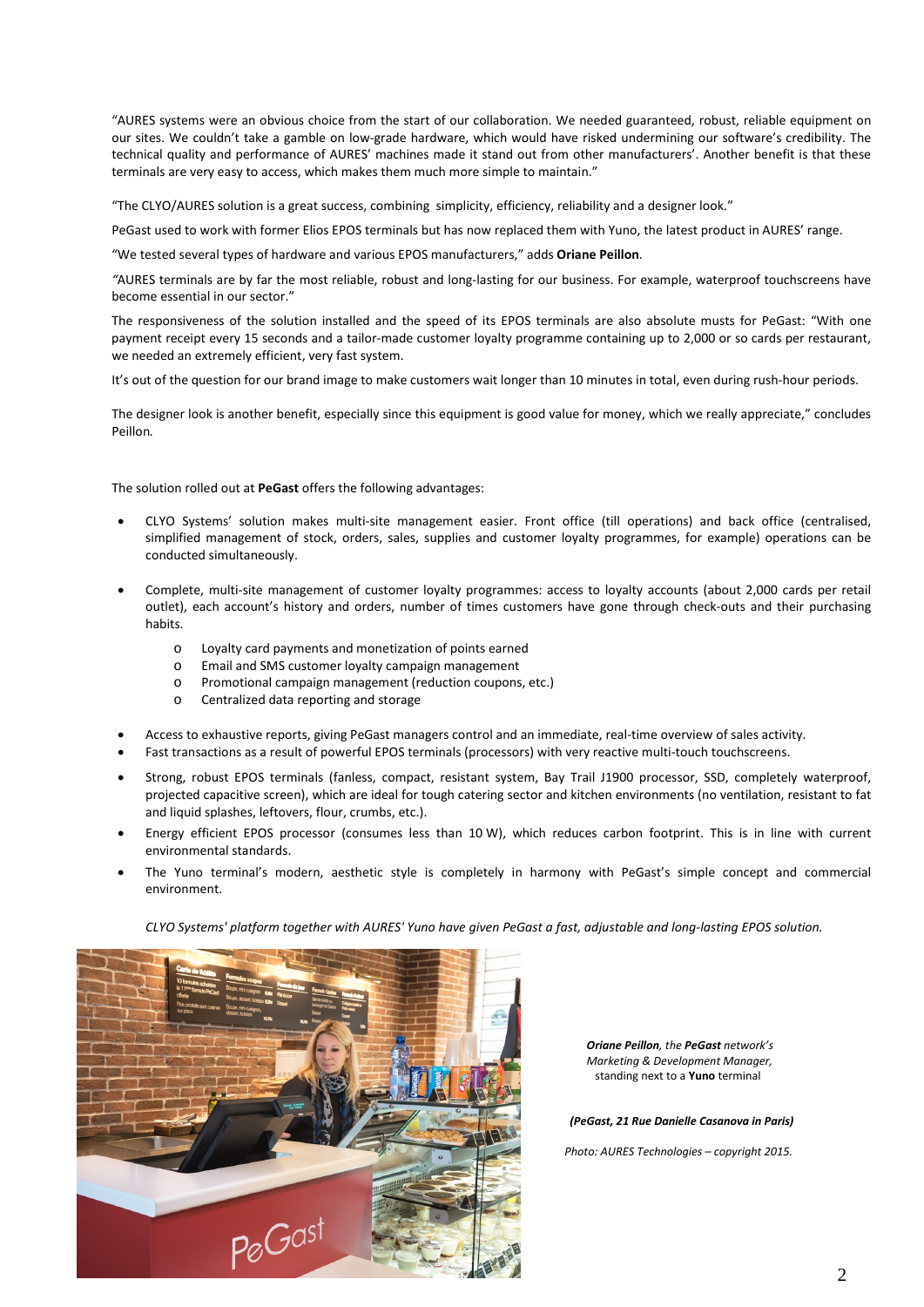"AURES systems were an obvious choice from the start of our collaboration. We needed guaranteed, robust, reliable equipment on our sites. We couldn't take a gamble on low-grade hardware, which would have risked undermining our software's credibility. The technical quality and performance of AURES' machines made it stand out from other manufacturers'. Another benefit is that these terminals are very easy to access, which makes them much more simple to maintain."

"The CLYO/AURES solution is a great success, combining simplicity, efficiency, reliability and a designer look."

PeGast used to work with former Elios EPOS terminals but has now replaced them with Yuno, the latest product in AURES' range.

"We tested several types of hardware and various EPOS manufacturers," adds **Oriane Peillon**.

"AURES terminals are by far the most reliable, robust and long-lasting for our business. For example, waterproof touchscreens have become essential in our sector."

The responsiveness of the solution installed and the speed of its EPOS terminals are also absolute musts for PeGast: "With one payment receipt every 15 seconds and a tailor-made customer loyalty programme containing up to 2,000 or so cards per restaurant, we needed an extremely efficient, very fast system.

It's out of the question for our brand image to make customers wait longer than 10 minutes in total, even during rush-hour periods.

The designer look is another benefit, especially since this equipment is good value for money, which we really appreciate," concludes Peillon.

The solution rolled out at **PeGast** offers the following advantages:

- CLYO Systems' solution makes multi-site management easier. Front office (till operations) and back office (centralised, simplified management of stock, orders, sales, supplies and customer loyalty programmes, for example) operations can be conducted simultaneously.
- Complete, multi-site management of customer loyalty programmes: access to loyalty accounts (about 2,000 cards per retail outlet), each account's history and orders, number of times customers have gone through check-outs and their purchasing habits.
  - Loyalty card payments and monetization of points earned
  - Email and SMS customer loyalty campaign management
  - Promotional campaign management (reduction coupons, etc.)
  - Centralized data reporting and storage
- Access to exhaustive reports, giving PeGast managers control and an immediate, real-time overview of sales activity.
- Fast transactions as a result of powerful EPOS terminals (processors) with very reactive multi-touch touchscreens.
- Strong, robust EPOS terminals (fanless, compact, resistant system, Bay Trail J1900 processor, SSD, completely waterproof, projected capacitive screen), which are ideal for tough catering sector and kitchen environments (no ventilation, resistant to fat and liquid splashes, leftovers, flour, crumbs, etc.).
- Energy efficient EPOS processor (consumes less than 10 W), which reduces carbon footprint. This is in line with current environmental standards.
- The Yuno terminal's modern, aesthetic style is completely in harmony with PeGast's simple concept and commercial environment.

*CLYO Systems' platform together with AURES' Yuno have given PeGast a fast, adjustable and long-lasting EPOS solution.*

***Oriane Peillon**, the **PeGast** network's Marketing & Development Manager,* standing next to a **Yuno** terminal

***(PeGast, 21 Rue Danielle Casanova in Paris)***

*Photo: AURES Technologies – copyright 2015.*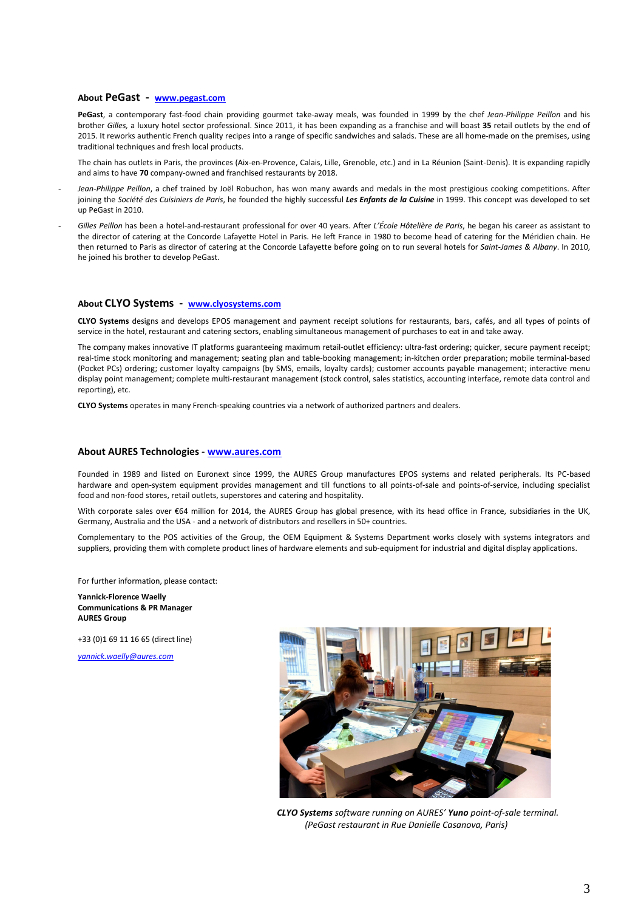## About PeGast - [www.pegast.com](http://www.pegast.com)

**PeGast**, a contemporary fast-food chain providing gourmet take-away meals, was founded in 1999 by the chef *Jean-Philippe Peillon* and his brother *Gilles*, a luxury hotel sector professional. Since 2011, it has been expanding as a franchise and will boast **35** retail outlets by the end of 2015. It reworks authentic French quality recipes into a range of specific sandwiches and salads. These are all home-made on the premises, using traditional techniques and fresh local products.

The chain has outlets in Paris, the provinces (Aix-en-Provence, Calais, Lille, Grenoble, etc.) and in La Réunion (Saint-Denis). It is expanding rapidly and aims to have **70** company-owned and franchised restaurants by 2018.

- *Jean-Philippe Peillon*, a chef trained by Joël Robuchon, has won many awards and medals in the most prestigious cooking competitions. After joining the *Société des Cuisiniers de Paris*, he founded the highly successful ***Les Enfants de la Cuisine*** in 1999. This concept was developed to set up PeGast in 2010.
- *Gilles Peillon* has been a hotel-and-restaurant professional for over 40 years. After *L'École Hôtelière de Paris*, he began his career as assistant to the director of catering at the Concorde Lafayette Hotel in Paris. He left France in 1980 to become head of catering for the Méridien chain. He then returned to Paris as director of catering at the Concorde Lafayette before going on to run several hotels for *Saint-James & Albany*. In 2010, he joined his brother to develop PeGast.

## About CLYO Systems - [www.clyosystems.com](http://www.clyosystems.com)

**CLYO Systems** designs and develops EPOS management and payment receipt solutions for restaurants, bars, cafés, and all types of points of service in the hotel, restaurant and catering sectors, enabling simultaneous management of purchases to eat in and take away.

The company makes innovative IT platforms guaranteeing maximum retail-outlet efficiency: ultra-fast ordering; quicker, secure payment receipt; real-time stock monitoring and management; seating plan and table-booking management; in-kitchen order preparation; mobile terminal-based (Pocket PCs) ordering; customer loyalty campaigns (by SMS, emails, loyalty cards); customer accounts payable management; interactive menu display point management; complete multi-restaurant management (stock control, sales statistics, accounting interface, remote data control and reporting), etc.

**CLYO Systems** operates in many French-speaking countries via a network of authorized partners and dealers.

## About AURES Technologies - [www.aures.com](http://www.aures.com)

Founded in 1989 and listed on Euronext since 1999, the AURES Group manufactures EPOS systems and related peripherals. Its PC-based hardware and open-system equipment provides management and till functions to all points-of-sale and points-of-service, including specialist food and non-food stores, retail outlets, superstores and catering and hospitality.

With corporate sales over €64 million for 2014, the AURES Group has global presence, with its head office in France, subsidiaries in the UK, Germany, Australia and the USA - and a network of distributors and resellers in 50+ countries.

Complementary to the POS activities of the Group, the OEM Equipment & Systems Department works closely with systems integrators and suppliers, providing them with complete product lines of hardware elements and sub-equipment for industrial and digital display applications.

For further information, please contact:

**Yannick-Florence Waelly**
**Communications & PR Manager**
**AURES Group**

+33 (0)1 69 11 16 65 (direct line)

*[yannick.waelly@aures.com](mailto:yannick.waelly@aures.com)*

***CLYO Systems*** *software running on AURES'* ***Yuno*** *point-of-sale terminal.*
*(PeGast restaurant in Rue Danielle Casanova, Paris)*